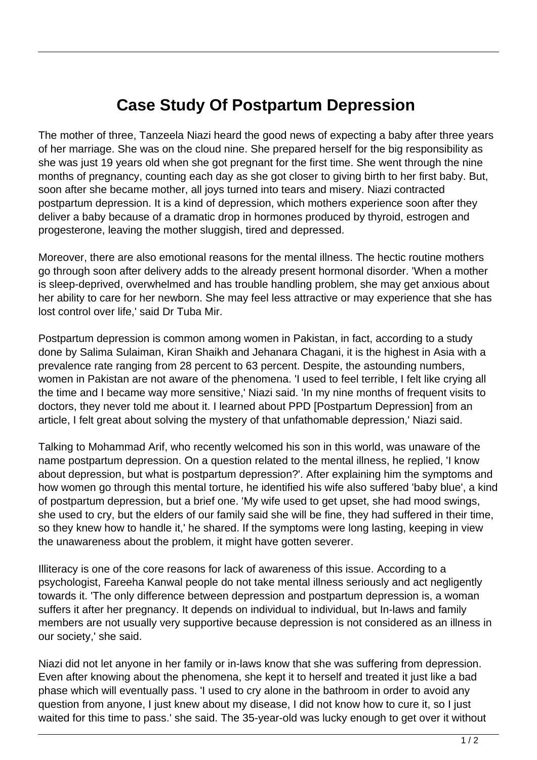# Case Study Of Postpartum Depression

The mother of three, Tanzeela Niazi heard the good news of expecting a baby after three years of her marriage. She was on the cloud nine. She prepared herself for the big responsibility as she was just 19 years old when she got pregnant for the first time. She went through the nine months of pregnancy, counting each day as she got closer to giving birth to her first baby. But, soon after she became mother, all joys turned into tears and misery. Niazi contracted postpartum depression. It is a kind of depression, which mothers experience soon after they deliver a baby because of a dramatic drop in hormones produced by thyroid, estrogen and progesterone, leaving the mother sluggish, tired and depressed.

Moreover, there are also emotional reasons for the mental illness. The hectic routine mothers go through soon after delivery adds to the already present hormonal disorder. 'When a mother is sleep-deprived, overwhelmed and has trouble handling problem, she may get anxious about her ability to care for her newborn. She may feel less attractive or may experience that she has lost control over life,' said Dr Tuba Mir.

Postpartum depression is common among women in Pakistan, in fact, according to a study done by Salima Sulaiman, Kiran Shaikh and Jehanara Chagani, it is the highest in Asia with a prevalence rate ranging from 28 percent to 63 percent. Despite, the astounding numbers, women in Pakistan are not aware of the phenomena. 'I used to feel terrible, I felt like crying all the time and I became way more sensitive,' Niazi said. 'In my nine months of frequent visits to doctors, they never told me about it. I learned about PPD [Postpartum Depression] from an article, I felt great about solving the mystery of that unfathomable depression,' Niazi said.

Talking to Mohammad Arif, who recently welcomed his son in this world, was unaware of the name postpartum depression. On a question related to the mental illness, he replied, 'I know about depression, but what is postpartum depression?'. After explaining him the symptoms and how women go through this mental torture, he identified his wife also suffered 'baby blue', a kind of postpartum depression, but a brief one. 'My wife used to get upset, she had mood swings, she used to cry, but the elders of our family said she will be fine, they had suffered in their time, so they knew how to handle it,' he shared. If the symptoms were long lasting, keeping in view the unawareness about the problem, it might have gotten severer.

Illiteracy is one of the core reasons for lack of awareness of this issue. According to a psychologist, Fareeha Kanwal people do not take mental illness seriously and act negligently towards it. 'The only difference between depression and postpartum depression is, a woman suffers it after her pregnancy. It depends on individual to individual, but In-laws and family members are not usually very supportive because depression is not considered as an illness in our society,' she said.

Niazi did not let anyone in her family or in-laws know that she was suffering from depression. Even after knowing about the phenomena, she kept it to herself and treated it just like a bad phase which will eventually pass. 'I used to cry alone in the bathroom in order to avoid any question from anyone, I just knew about my disease, I did not know how to cure it, so I just waited for this time to pass.' she said. The 35-year-old was lucky enough to get over it without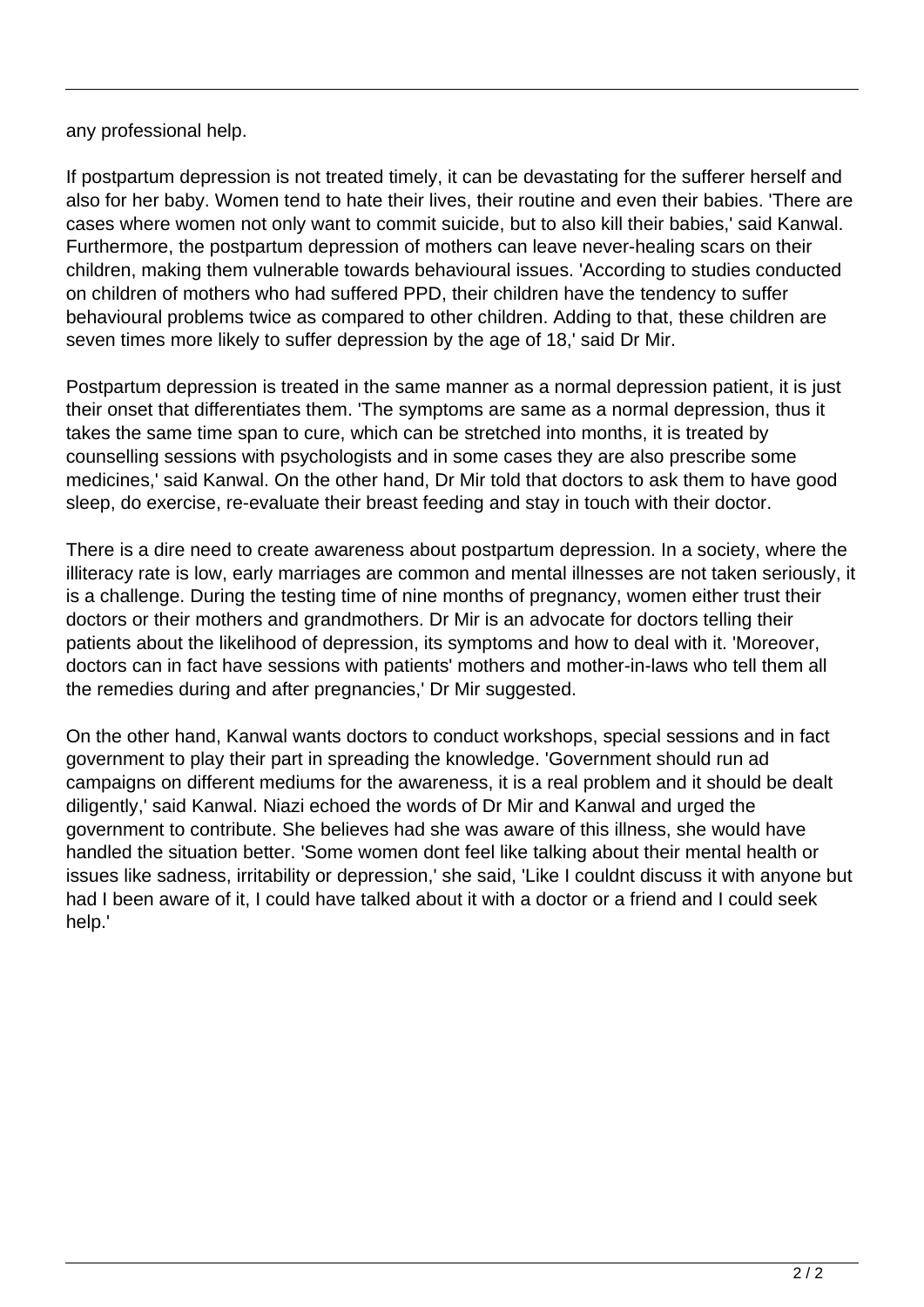any professional help.

If postpartum depression is not treated timely, it can be devastating for the sufferer herself and also for her baby. Women tend to hate their lives, their routine and even their babies. 'There are cases where women not only want to commit suicide, but to also kill their babies,' said Kanwal. Furthermore, the postpartum depression of mothers can leave never-healing scars on their children, making them vulnerable towards behavioural issues. 'According to studies conducted on children of mothers who had suffered PPD, their children have the tendency to suffer behavioural problems twice as compared to other children. Adding to that, these children are seven times more likely to suffer depression by the age of 18,' said Dr Mir.

Postpartum depression is treated in the same manner as a normal depression patient, it is just their onset that differentiates them. 'The symptoms are same as a normal depression, thus it takes the same time span to cure, which can be stretched into months, it is treated by counselling sessions with psychologists and in some cases they are also prescribe some medicines,' said Kanwal. On the other hand, Dr Mir told that doctors to ask them to have good sleep, do exercise, re-evaluate their breast feeding and stay in touch with their doctor.

There is a dire need to create awareness about postpartum depression. In a society, where the illiteracy rate is low, early marriages are common and mental illnesses are not taken seriously, it is a challenge. During the testing time of nine months of pregnancy, women either trust their doctors or their mothers and grandmothers. Dr Mir is an advocate for doctors telling their patients about the likelihood of depression, its symptoms and how to deal with it. 'Moreover, doctors can in fact have sessions with patients' mothers and mother-in-laws who tell them all the remedies during and after pregnancies,' Dr Mir suggested.

On the other hand, Kanwal wants doctors to conduct workshops, special sessions and in fact government to play their part in spreading the knowledge. 'Government should run ad campaigns on different mediums for the awareness, it is a real problem and it should be dealt diligently,' said Kanwal. Niazi echoed the words of Dr Mir and Kanwal and urged the government to contribute. She believes had she was aware of this illness, she would have handled the situation better. 'Some women dont feel like talking about their mental health or issues like sadness, irritability or depression,' she said, 'Like I couldnt discuss it with anyone but had I been aware of it, I could have talked about it with a doctor or a friend and I could seek help.'